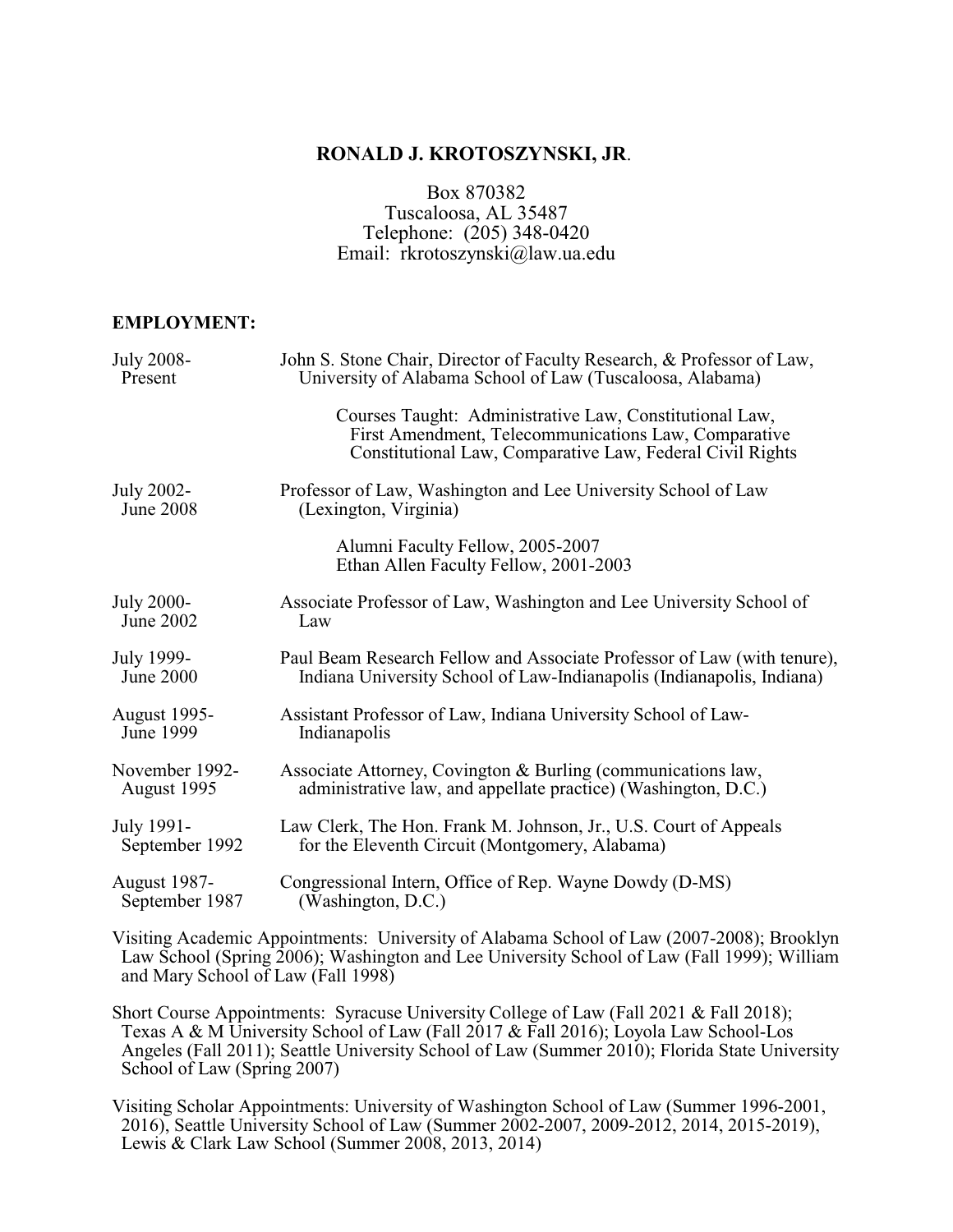# RONALD J. KROTOSZYNSKI, JR.

Box 870382
Tuscaloosa, AL 35487
Telephone: (205) 348-0420
Email: rkrotoszynski@law.ua.edu

## EMPLOYMENT:

| | |
|---|---|
| July 2008-Present | John S. Stone Chair, Director of Faculty Research, & Professor of Law, University of Alabama School of Law (Tuscaloosa, Alabama)<br><br>Courses Taught: Administrative Law, Constitutional Law, First Amendment, Telecommunications Law, Comparative Constitutional Law, Comparative Law, Federal Civil Rights |
| July 2002-June 2008 | Professor of Law, Washington and Lee University School of Law (Lexington, Virginia)<br><br>Alumni Faculty Fellow, 2005-2007<br>Ethan Allen Faculty Fellow, 2001-2003 |
| July 2000-June 2002 | Associate Professor of Law, Washington and Lee University School of Law |
| July 1999-June 2000 | Paul Beam Research Fellow and Associate Professor of Law (with tenure), Indiana University School of Law-Indianapolis (Indianapolis, Indiana) |
| August 1995-June 1999 | Assistant Professor of Law, Indiana University School of Law-Indianapolis |
| November 1992-August 1995 | Associate Attorney, Covington & Burling (communications law, administrative law, and appellate practice) (Washington, D.C.) |
| July 1991-September 1992 | Law Clerk, The Hon. Frank M. Johnson, Jr., U.S. Court of Appeals for the Eleventh Circuit (Montgomery, Alabama) |
| August 1987-September 1987 | Congressional Intern, Office of Rep. Wayne Dowdy (D-MS) (Washington, D.C.) |

Visiting Academic Appointments: University of Alabama School of Law (2007-2008); Brooklyn Law School (Spring 2006); Washington and Lee University School of Law (Fall 1999); William and Mary School of Law (Fall 1998)

Short Course Appointments: Syracuse University College of Law (Fall 2021 & Fall 2018); Texas A & M University School of Law (Fall 2017 & Fall 2016); Loyola Law School-Los Angeles (Fall 2011); Seattle University School of Law (Summer 2010); Florida State University School of Law (Spring 2007)

Visiting Scholar Appointments: University of Washington School of Law (Summer 1996-2001, 2016), Seattle University School of Law (Summer 2002-2007, 2009-2012, 2014, 2015-2019), Lewis & Clark Law School (Summer 2008, 2013, 2014)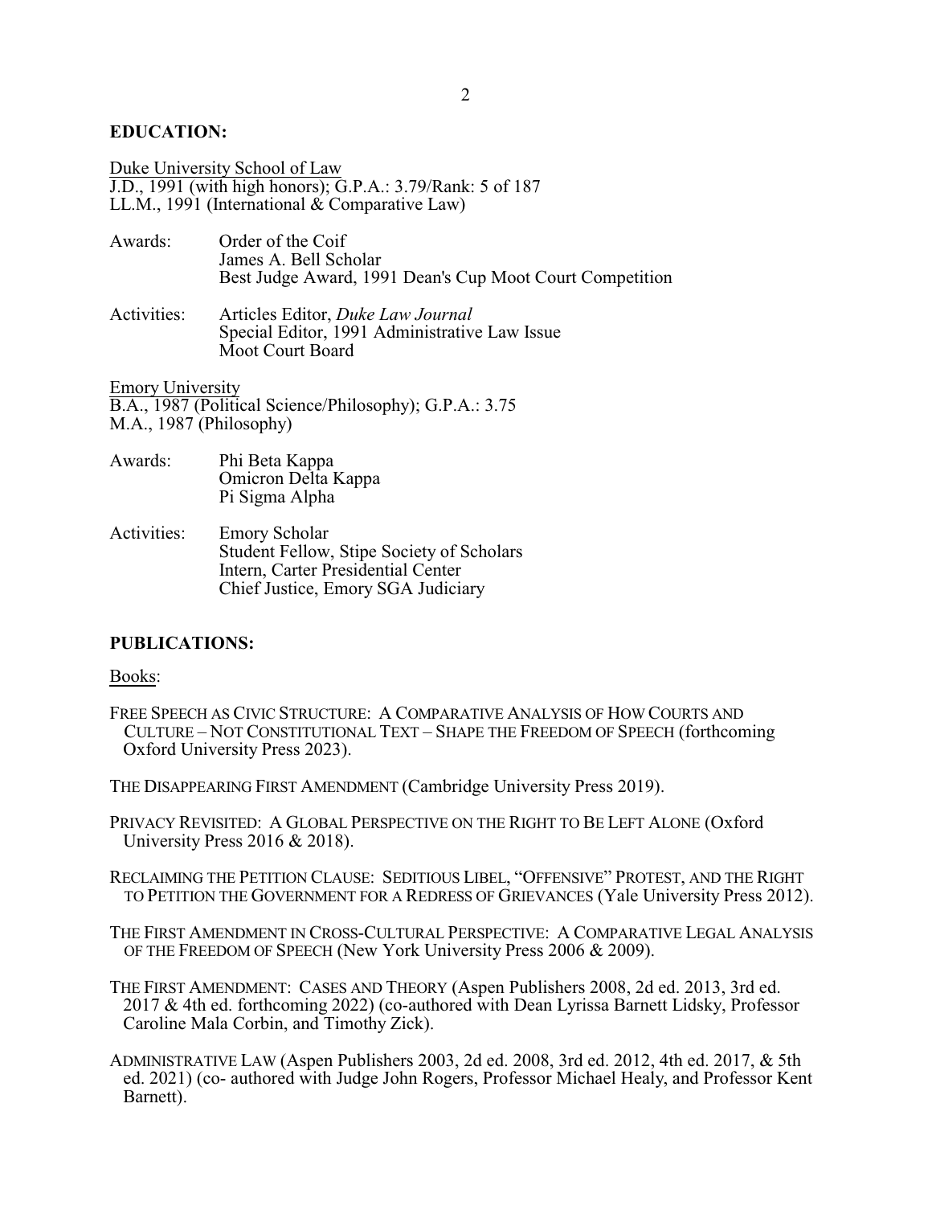## EDUCATION:

Duke University School of Law
J.D., 1991 (with high honors); G.P.A.: 3.79/Rank: 5 of 187
LL.M., 1991 (International & Comparative Law)

Awards: Order of the Coif
James A. Bell Scholar
Best Judge Award, 1991 Dean's Cup Moot Court Competition

Activities: Articles Editor, *Duke Law Journal*
Special Editor, 1991 Administrative Law Issue
Moot Court Board

Emory University
B.A., 1987 (Political Science/Philosophy); G.P.A.: 3.75
M.A., 1987 (Philosophy)

Awards: Phi Beta Kappa
Omicron Delta Kappa
Pi Sigma Alpha

Activities: Emory Scholar
Student Fellow, Stipe Society of Scholars
Intern, Carter Presidential Center
Chief Justice, Emory SGA Judiciary

## PUBLICATIONS:

Books:

FREE SPEECH AS CIVIC STRUCTURE: A COMPARATIVE ANALYSIS OF HOW COURTS AND CULTURE – NOT CONSTITUTIONAL TEXT – SHAPE THE FREEDOM OF SPEECH (forthcoming Oxford University Press 2023).

THE DISAPPEARING FIRST AMENDMENT (Cambridge University Press 2019).

PRIVACY REVISITED: A GLOBAL PERSPECTIVE ON THE RIGHT TO BE LEFT ALONE (Oxford University Press 2016 & 2018).

RECLAIMING THE PETITION CLAUSE: SEDITIOUS LIBEL, "OFFENSIVE" PROTEST, AND THE RIGHT TO PETITION THE GOVERNMENT FOR A REDRESS OF GRIEVANCES (Yale University Press 2012).

THE FIRST AMENDMENT IN CROSS-CULTURAL PERSPECTIVE: A COMPARATIVE LEGAL ANALYSIS OF THE FREEDOM OF SPEECH (New York University Press 2006 & 2009).

THE FIRST AMENDMENT: CASES AND THEORY (Aspen Publishers 2008, 2d ed. 2013, 3rd ed. 2017 & 4th ed. forthcoming 2022) (co-authored with Dean Lyrissa Barnett Lidsky, Professor Caroline Mala Corbin, and Timothy Zick).

ADMINISTRATIVE LAW (Aspen Publishers 2003, 2d ed. 2008, 3rd ed. 2012, 4th ed. 2017, & 5th ed. 2021) (co- authored with Judge John Rogers, Professor Michael Healy, and Professor Kent Barnett).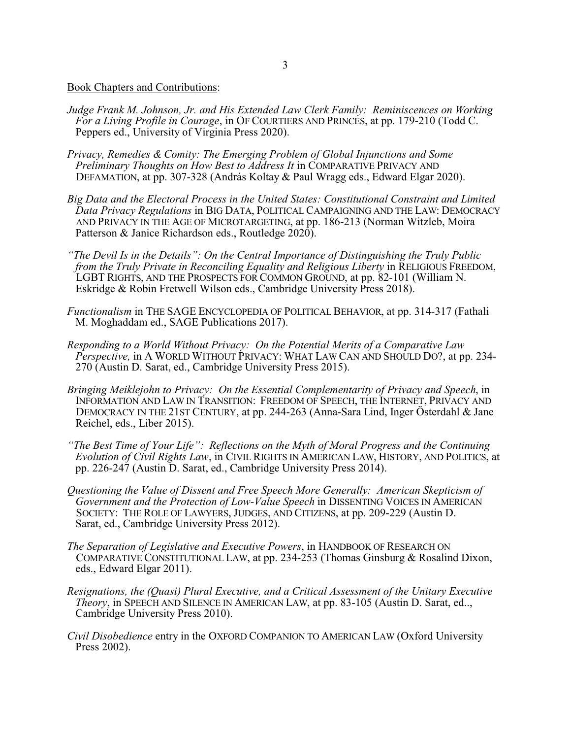Book Chapters and Contributions:

*Judge Frank M. Johnson, Jr. and His Extended Law Clerk Family: Reminiscences on Working For a Living Profile in Courage*, in OF COURTIERS AND PRINCES, at pp. 179-210 (Todd C. Peppers ed., University of Virginia Press 2020).

*Privacy, Remedies & Comity: The Emerging Problem of Global Injunctions and Some Preliminary Thoughts on How Best to Address It* in COMPARATIVE PRIVACY AND DEFAMATION, at pp. 307-328 (András Koltay & Paul Wragg eds., Edward Elgar 2020).

*Big Data and the Electoral Process in the United States: Constitutional Constraint and Limited Data Privacy Regulations* in BIG DATA, POLITICAL CAMPAIGNING AND THE LAW: DEMOCRACY AND PRIVACY IN THE AGE OF MICROTARGETING, at pp. 186-213 (Norman Witzleb, Moira Patterson & Janice Richardson eds., Routledge 2020).

*"The Devil Is in the Details": On the Central Importance of Distinguishing the Truly Public from the Truly Private in Reconciling Equality and Religious Liberty* in RELIGIOUS FREEDOM, LGBT RIGHTS, AND THE PROSPECTS FOR COMMON GROUND, at pp. 82-101 (William N. Eskridge & Robin Fretwell Wilson eds., Cambridge University Press 2018).

*Functionalism* in THE SAGE ENCYCLOPEDIA OF POLITICAL BEHAVIOR, at pp. 314-317 (Fathali M. Moghaddam ed., SAGE Publications 2017).

*Responding to a World Without Privacy: On the Potential Merits of a Comparative Law Perspective,* in A WORLD WITHOUT PRIVACY: WHAT LAW CAN AND SHOULD DO?, at pp. 234-270 (Austin D. Sarat, ed., Cambridge University Press 2015).

*Bringing Meiklejohn to Privacy: On the Essential Complementarity of Privacy and Speech*, in INFORMATION AND LAW IN TRANSITION: FREEDOM OF SPEECH, THE INTERNET, PRIVACY AND DEMOCRACY IN THE 21ST CENTURY, at pp. 244-263 (Anna-Sara Lind, Inger Österdahl & Jane Reichel, eds., Liber 2015).

*"The Best Time of Your Life": Reflections on the Myth of Moral Progress and the Continuing Evolution of Civil Rights Law*, in CIVIL RIGHTS IN AMERICAN LAW, HISTORY, AND POLITICS, at pp. 226-247 (Austin D. Sarat, ed., Cambridge University Press 2014).

*Questioning the Value of Dissent and Free Speech More Generally: American Skepticism of Government and the Protection of Low-Value Speech* in DISSENTING VOICES IN AMERICAN SOCIETY: THE ROLE OF LAWYERS, JUDGES, AND CITIZENS, at pp. 209-229 (Austin D. Sarat, ed., Cambridge University Press 2012).

*The Separation of Legislative and Executive Powers*, in HANDBOOK OF RESEARCH ON COMPARATIVE CONSTITUTIONAL LAW, at pp. 234-253 (Thomas Ginsburg & Rosalind Dixon, eds., Edward Elgar 2011).

*Resignations, the (Quasi) Plural Executive, and a Critical Assessment of the Unitary Executive Theory*, in SPEECH AND SILENCE IN AMERICAN LAW, at pp. 83-105 (Austin D. Sarat, ed.., Cambridge University Press 2010).

*Civil Disobedience* entry in the OXFORD COMPANION TO AMERICAN LAW (Oxford University Press 2002).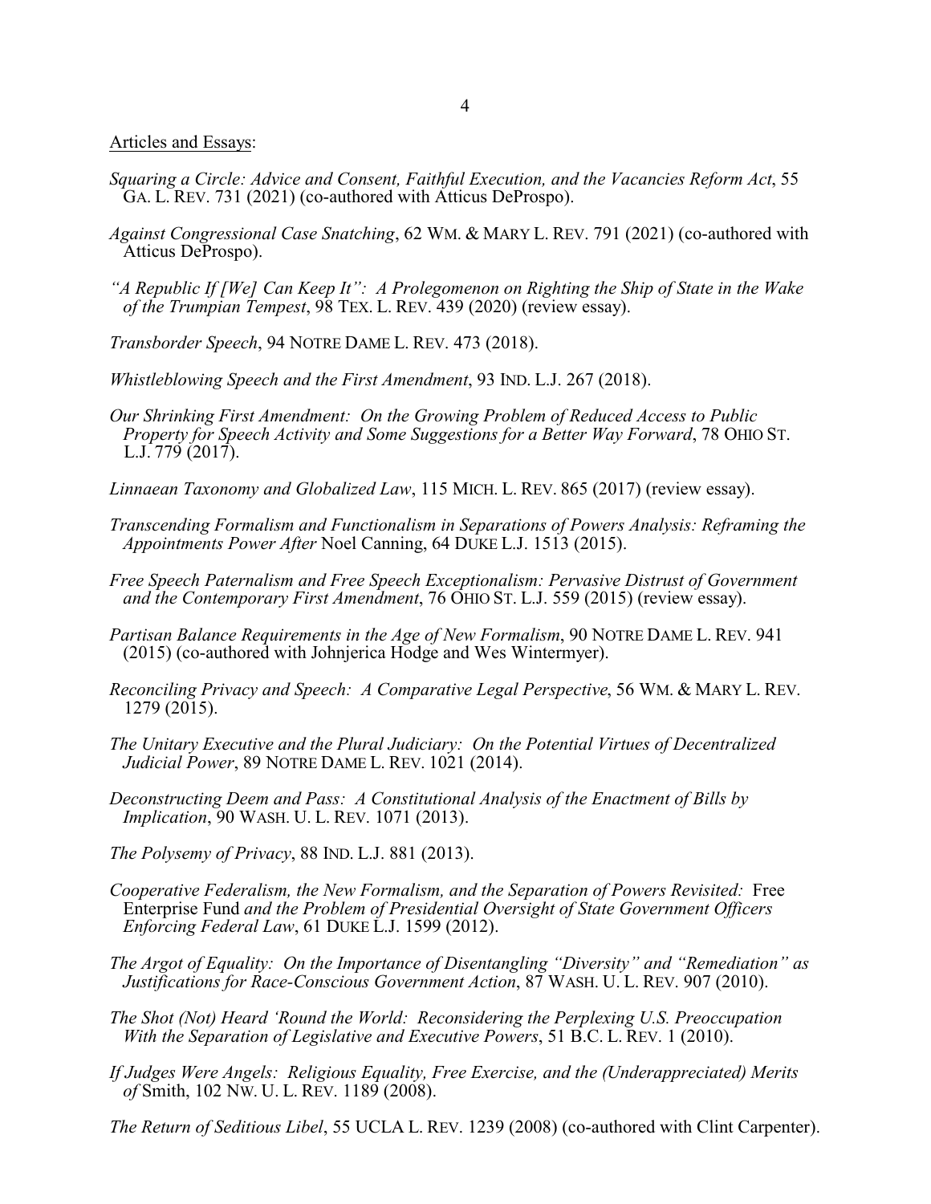Articles and Essays:

*Squaring a Circle: Advice and Consent, Faithful Execution, and the Vacancies Reform Act*, 55 GA. L. REV. 731 (2021) (co-authored with Atticus DeProspo).

*Against Congressional Case Snatching*, 62 WM. & MARY L. REV. 791 (2021) (co-authored with Atticus DeProspo).

*"A Republic If [We] Can Keep It": A Prolegomenon on Righting the Ship of State in the Wake of the Trumpian Tempest*, 98 TEX. L. REV. 439 (2020) (review essay).

*Transborder Speech*, 94 NOTRE DAME L. REV. 473 (2018).

*Whistleblowing Speech and the First Amendment*, 93 IND. L.J. 267 (2018).

*Our Shrinking First Amendment: On the Growing Problem of Reduced Access to Public Property for Speech Activity and Some Suggestions for a Better Way Forward*, 78 OHIO ST. L.J. 779 (2017).

*Linnaean Taxonomy and Globalized Law*, 115 MICH. L. REV. 865 (2017) (review essay).

*Transcending Formalism and Functionalism in Separations of Powers Analysis: Reframing the Appointments Power After* Noel Canning, 64 DUKE L.J. 1513 (2015).

*Free Speech Paternalism and Free Speech Exceptionalism: Pervasive Distrust of Government and the Contemporary First Amendment*, 76 OHIO ST. L.J. 559 (2015) (review essay).

*Partisan Balance Requirements in the Age of New Formalism*, 90 NOTRE DAME L. REV. 941 (2015) (co-authored with Johnjerica Hodge and Wes Wintermyer).

*Reconciling Privacy and Speech: A Comparative Legal Perspective*, 56 WM. & MARY L. REV. 1279 (2015).

*The Unitary Executive and the Plural Judiciary: On the Potential Virtues of Decentralized Judicial Power*, 89 NOTRE DAME L. REV. 1021 (2014).

*Deconstructing Deem and Pass: A Constitutional Analysis of the Enactment of Bills by Implication*, 90 WASH. U. L. REV. 1071 (2013).

*The Polysemy of Privacy*, 88 IND. L.J. 881 (2013).

*Cooperative Federalism, the New Formalism, and the Separation of Powers Revisited:* Free Enterprise Fund *and the Problem of Presidential Oversight of State Government Officers Enforcing Federal Law*, 61 DUKE L.J. 1599 (2012).

*The Argot of Equality: On the Importance of Disentangling "Diversity" and "Remediation" as Justifications for Race-Conscious Government Action*, 87 WASH. U. L. REV. 907 (2010).

*The Shot (Not) Heard 'Round the World: Reconsidering the Perplexing U.S. Preoccupation With the Separation of Legislative and Executive Powers*, 51 B.C. L. REV. 1 (2010).

*If Judges Were Angels: Religious Equality, Free Exercise, and the (Underappreciated) Merits of* Smith, 102 NW. U. L. REV. 1189 (2008).

*The Return of Seditious Libel*, 55 UCLA L. REV. 1239 (2008) (co-authored with Clint Carpenter).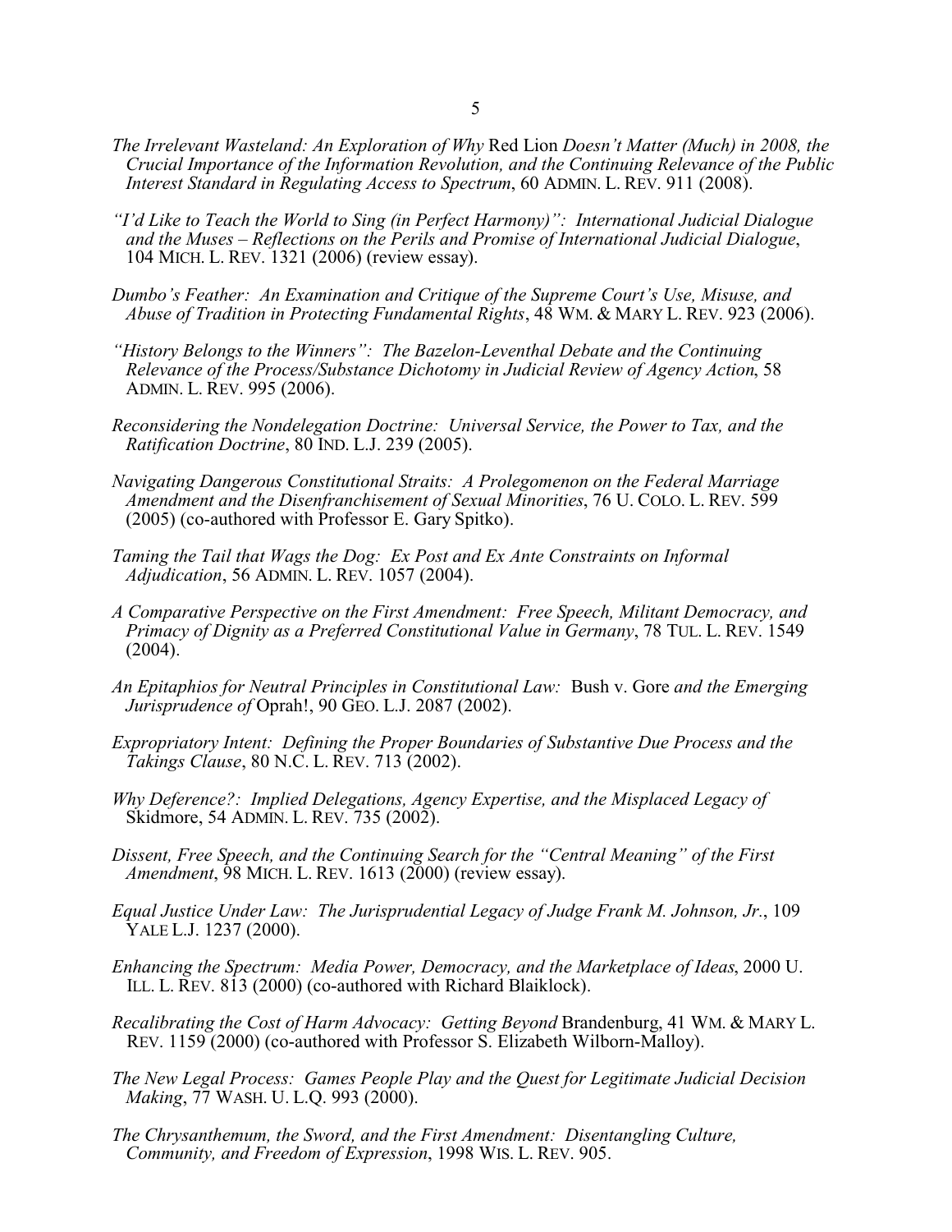*The Irrelevant Wasteland: An Exploration of Why* Red Lion *Doesn't Matter (Much) in 2008, the Crucial Importance of the Information Revolution, and the Continuing Relevance of the Public Interest Standard in Regulating Access to Spectrum*, 60 ADMIN. L. REV. 911 (2008).

*"I'd Like to Teach the World to Sing (in Perfect Harmony)": International Judicial Dialogue and the Muses – Reflections on the Perils and Promise of International Judicial Dialogue*, 104 MICH. L. REV. 1321 (2006) (review essay).

*Dumbo's Feather: An Examination and Critique of the Supreme Court's Use, Misuse, and Abuse of Tradition in Protecting Fundamental Rights*, 48 WM. & MARY L. REV. 923 (2006).

*"History Belongs to the Winners": The Bazelon-Leventhal Debate and the Continuing Relevance of the Process/Substance Dichotomy in Judicial Review of Agency Action*, 58 ADMIN. L. REV. 995 (2006).

*Reconsidering the Nondelegation Doctrine: Universal Service, the Power to Tax, and the Ratification Doctrine*, 80 IND. L.J. 239 (2005).

*Navigating Dangerous Constitutional Straits: A Prolegomenon on the Federal Marriage Amendment and the Disenfranchisement of Sexual Minorities*, 76 U. COLO. L. REV. 599 (2005) (co-authored with Professor E. Gary Spitko).

*Taming the Tail that Wags the Dog: Ex Post and Ex Ante Constraints on Informal Adjudication*, 56 ADMIN. L. REV. 1057 (2004).

*A Comparative Perspective on the First Amendment: Free Speech, Militant Democracy, and Primacy of Dignity as a Preferred Constitutional Value in Germany*, 78 TUL. L. REV. 1549 (2004).

*An Epitaphios for Neutral Principles in Constitutional Law:* Bush v. Gore *and the Emerging Jurisprudence of* Oprah!, 90 GEO. L.J. 2087 (2002).

*Expropriatory Intent: Defining the Proper Boundaries of Substantive Due Process and the Takings Clause*, 80 N.C. L. REV. 713 (2002).

*Why Deference?: Implied Delegations, Agency Expertise, and the Misplaced Legacy of* Skidmore, 54 ADMIN. L. REV. 735 (2002).

*Dissent, Free Speech, and the Continuing Search for the "Central Meaning" of the First Amendment*, 98 MICH. L. REV. 1613 (2000) (review essay).

*Equal Justice Under Law: The Jurisprudential Legacy of Judge Frank M. Johnson, Jr.*, 109 YALE L.J. 1237 (2000).

*Enhancing the Spectrum: Media Power, Democracy, and the Marketplace of Ideas*, 2000 U. ILL. L. REV. 813 (2000) (co-authored with Richard Blaiklock).

*Recalibrating the Cost of Harm Advocacy: Getting Beyond* Brandenburg, 41 WM. & MARY L. REV. 1159 (2000) (co-authored with Professor S. Elizabeth Wilborn-Malloy).

*The New Legal Process: Games People Play and the Quest for Legitimate Judicial Decision Making*, 77 WASH. U. L.Q. 993 (2000).

*The Chrysanthemum, the Sword, and the First Amendment: Disentangling Culture, Community, and Freedom of Expression*, 1998 WIS. L. REV. 905.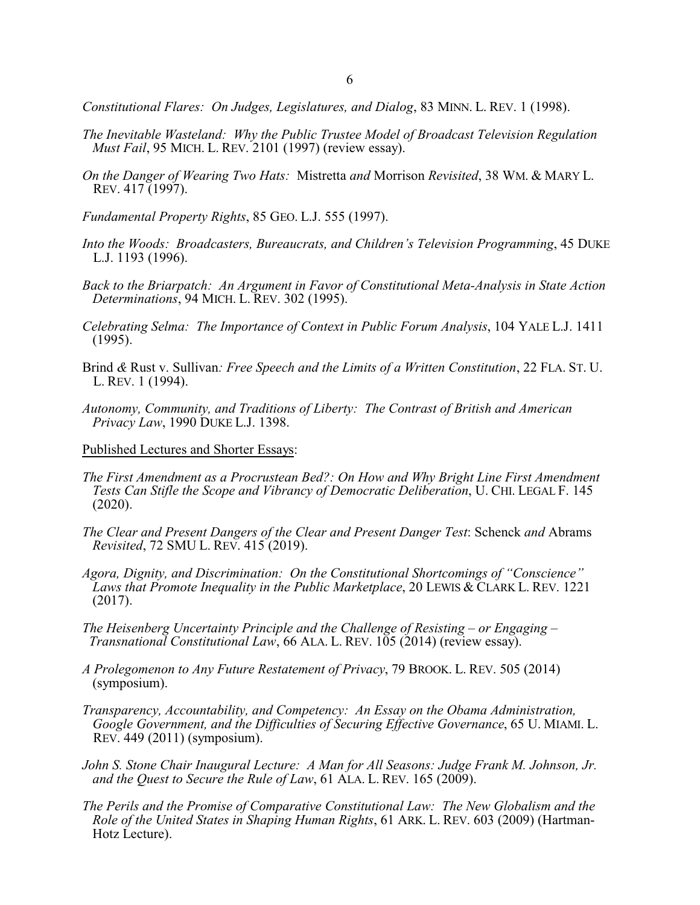*Constitutional Flares: On Judges, Legislatures, and Dialog*, 83 MINN. L. REV. 1 (1998).

*The Inevitable Wasteland: Why the Public Trustee Model of Broadcast Television Regulation Must Fail*, 95 MICH. L. REV. 2101 (1997) (review essay).

*On the Danger of Wearing Two Hats:* Mistretta *and* Morrison *Revisited*, 38 WM. & MARY L. REV. 417 (1997).

*Fundamental Property Rights*, 85 GEO. L.J. 555 (1997).

*Into the Woods: Broadcasters, Bureaucrats, and Children's Television Programming*, 45 DUKE L.J. 1193 (1996).

*Back to the Briarpatch: An Argument in Favor of Constitutional Meta-Analysis in State Action Determinations*, 94 MICH. L. REV. 302 (1995).

*Celebrating Selma: The Importance of Context in Public Forum Analysis*, 104 YALE L.J. 1411 (1995).

Brind *&* Rust v. Sullivan*: Free Speech and the Limits of a Written Constitution*, 22 FLA. ST. U. L. REV. 1 (1994).

*Autonomy, Community, and Traditions of Liberty: The Contrast of British and American Privacy Law*, 1990 DUKE L.J. 1398.

<u>Published Lectures and Shorter Essays</u>:

*The First Amendment as a Procrustean Bed?: On How and Why Bright Line First Amendment Tests Can Stifle the Scope and Vibrancy of Democratic Deliberation*, U. CHI. LEGAL F. 145 (2020).

*The Clear and Present Dangers of the Clear and Present Danger Test*: Schenck *and* Abrams *Revisited*, 72 SMU L. REV. 415 (2019).

*Agora, Dignity, and Discrimination: On the Constitutional Shortcomings of "Conscience" Laws that Promote Inequality in the Public Marketplace*, 20 LEWIS & CLARK L. REV. 1221 (2017).

*The Heisenberg Uncertainty Principle and the Challenge of Resisting – or Engaging – Transnational Constitutional Law*, 66 ALA. L. REV. 105 (2014) (review essay).

*A Prolegomenon to Any Future Restatement of Privacy*, 79 BROOK. L. REV. 505 (2014) (symposium).

*Transparency, Accountability, and Competency: An Essay on the Obama Administration, Google Government, and the Difficulties of Securing Effective Governance*, 65 U. MIAMI. L. REV. 449 (2011) (symposium).

*John S. Stone Chair Inaugural Lecture: A Man for All Seasons: Judge Frank M. Johnson, Jr. and the Quest to Secure the Rule of Law*, 61 ALA. L. REV. 165 (2009).

*The Perils and the Promise of Comparative Constitutional Law: The New Globalism and the Role of the United States in Shaping Human Rights*, 61 ARK. L. REV. 603 (2009) (Hartman-Hotz Lecture).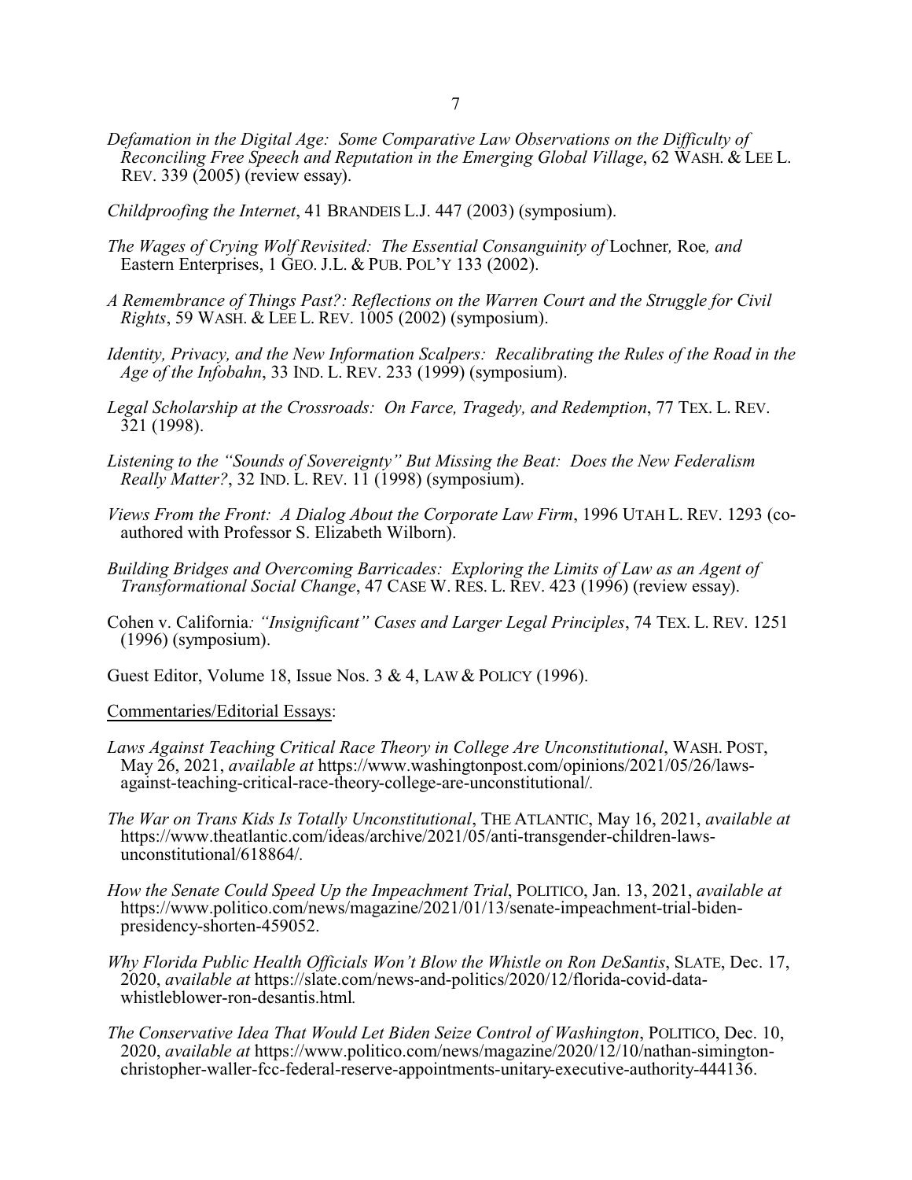*Defamation in the Digital Age: Some Comparative Law Observations on the Difficulty of Reconciling Free Speech and Reputation in the Emerging Global Village*, 62 WASH. & LEE L. REV. 339 (2005) (review essay).

*Childproofing the Internet*, 41 BRANDEIS L.J. 447 (2003) (symposium).

*The Wages of Crying Wolf Revisited: The Essential Consanguinity of* Lochner*,* Roe*, and* Eastern Enterprises, 1 GEO. J.L. & PUB. POL'Y 133 (2002).

*A Remembrance of Things Past?: Reflections on the Warren Court and the Struggle for Civil Rights*, 59 WASH. & LEE L. REV. 1005 (2002) (symposium).

*Identity, Privacy, and the New Information Scalpers: Recalibrating the Rules of the Road in the Age of the Infobahn*, 33 IND. L. REV. 233 (1999) (symposium).

*Legal Scholarship at the Crossroads: On Farce, Tragedy, and Redemption*, 77 TEX. L. REV. 321 (1998).

*Listening to the "Sounds of Sovereignty" But Missing the Beat: Does the New Federalism Really Matter?*, 32 IND. L. REV. 11 (1998) (symposium).

*Views From the Front: A Dialog About the Corporate Law Firm*, 1996 UTAH L. REV. 1293 (co-authored with Professor S. Elizabeth Wilborn).

*Building Bridges and Overcoming Barricades: Exploring the Limits of Law as an Agent of Transformational Social Change*, 47 CASE W. RES. L. REV. 423 (1996) (review essay).

Cohen v. California*: "Insignificant" Cases and Larger Legal Principles*, 74 TEX. L. REV. 1251 (1996) (symposium).

Guest Editor, Volume 18, Issue Nos. 3 & 4, LAW & POLICY (1996).

Commentaries/Editorial Essays:

*Laws Against Teaching Critical Race Theory in College Are Unconstitutional*, WASH. POST, May 26, 2021, *available at* https://www.washingtonpost.com/opinions/2021/05/26/laws-against-teaching-critical-race-theory-college-are-unconstitutional/.

*The War on Trans Kids Is Totally Unconstitutional*, THE ATLANTIC, May 16, 2021, *available at* https://www.theatlantic.com/ideas/archive/2021/05/anti-transgender-children-laws-unconstitutional/618864/.

*How the Senate Could Speed Up the Impeachment Trial*, POLITICO, Jan. 13, 2021, *available at* https://www.politico.com/news/magazine/2021/01/13/senate-impeachment-trial-biden-presidency-shorten-459052.

*Why Florida Public Health Officials Won't Blow the Whistle on Ron DeSantis*, SLATE, Dec. 17, 2020, *available at* https://slate.com/news-and-politics/2020/12/florida-covid-data-whistleblower-ron-desantis.html.

*The Conservative Idea That Would Let Biden Seize Control of Washington*, POLITICO, Dec. 10, 2020, *available at* https://www.politico.com/news/magazine/2020/12/10/nathan-simington-christopher-waller-fcc-federal-reserve-appointments-unitary-executive-authority-444136.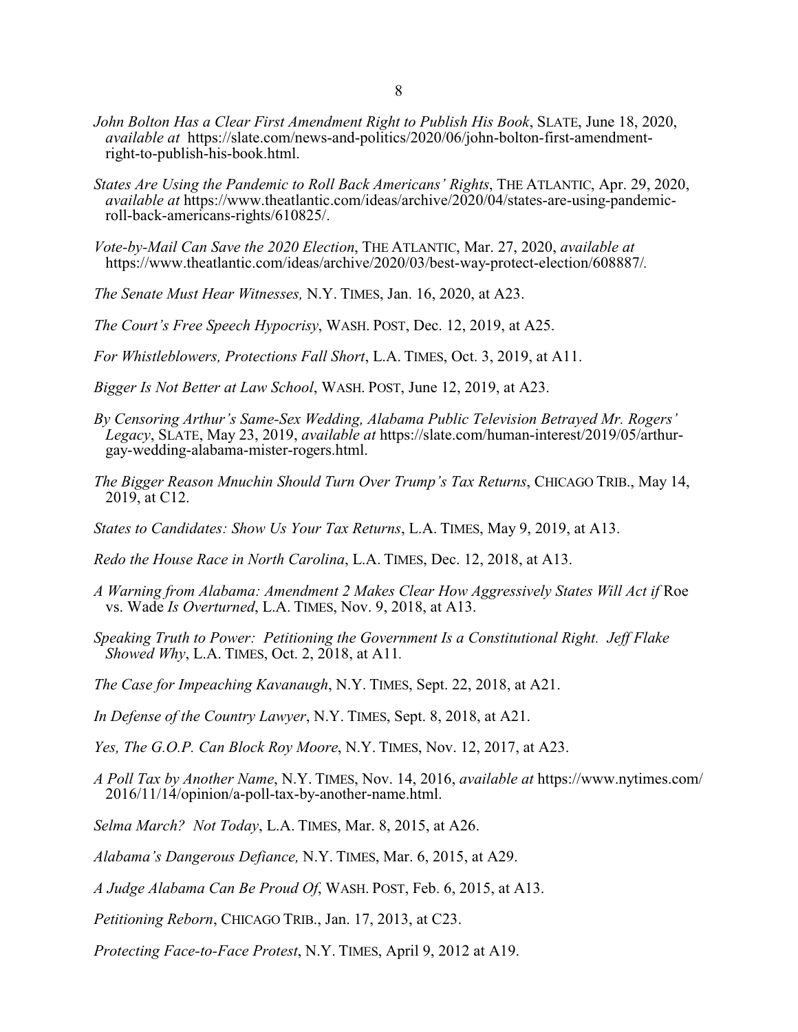*John Bolton Has a Clear First Amendment Right to Publish His Book*, SLATE, June 18, 2020, *available at* https://slate.com/news-and-politics/2020/06/john-bolton-first-amendment-right-to-publish-his-book.html.

*States Are Using the Pandemic to Roll Back Americans' Rights*, THE ATLANTIC, Apr. 29, 2020, *available at* https://www.theatlantic.com/ideas/archive/2020/04/states-are-using-pandemic-roll-back-americans-rights/610825/.

*Vote-by-Mail Can Save the 2020 Election*, THE ATLANTIC, Mar. 27, 2020, *available at* https://www.theatlantic.com/ideas/archive/2020/03/best-way-protect-election/608887/.

*The Senate Must Hear Witnesses,* N.Y. TIMES, Jan. 16, 2020, at A23.

*The Court's Free Speech Hypocrisy*, WASH. POST, Dec. 12, 2019, at A25.

*For Whistleblowers, Protections Fall Short*, L.A. TIMES, Oct. 3, 2019, at A11.

*Bigger Is Not Better at Law School*, WASH. POST, June 12, 2019, at A23.

*By Censoring Arthur's Same-Sex Wedding, Alabama Public Television Betrayed Mr. Rogers' Legacy*, SLATE, May 23, 2019, *available at* https://slate.com/human-interest/2019/05/arthur-gay-wedding-alabama-mister-rogers.html.

*The Bigger Reason Mnuchin Should Turn Over Trump's Tax Returns*, CHICAGO TRIB., May 14, 2019, at C12.

*States to Candidates: Show Us Your Tax Returns*, L.A. TIMES, May 9, 2019, at A13.

*Redo the House Race in North Carolina*, L.A. TIMES, Dec. 12, 2018, at A13.

*A Warning from Alabama: Amendment 2 Makes Clear How Aggressively States Will Act if* Roe vs. Wade *Is Overturned*, L.A. TIMES, Nov. 9, 2018, at A13.

*Speaking Truth to Power: Petitioning the Government Is a Constitutional Right. Jeff Flake Showed Why*, L.A. TIMES, Oct. 2, 2018, at A11.

*The Case for Impeaching Kavanaugh*, N.Y. TIMES, Sept. 22, 2018, at A21.

*In Defense of the Country Lawyer*, N.Y. TIMES, Sept. 8, 2018, at A21.

*Yes, The G.O.P. Can Block Roy Moore*, N.Y. TIMES, Nov. 12, 2017, at A23.

*A Poll Tax by Another Name*, N.Y. TIMES, Nov. 14, 2016, *available at* https://www.nytimes.com/2016/11/14/opinion/a-poll-tax-by-another-name.html.

*Selma March? Not Today*, L.A. TIMES, Mar. 8, 2015, at A26.

*Alabama's Dangerous Defiance,* N.Y. TIMES, Mar. 6, 2015, at A29.

*A Judge Alabama Can Be Proud Of*, WASH. POST, Feb. 6, 2015, at A13.

*Petitioning Reborn*, CHICAGO TRIB., Jan. 17, 2013, at C23.

*Protecting Face-to-Face Protest*, N.Y. TIMES, April 9, 2012 at A19.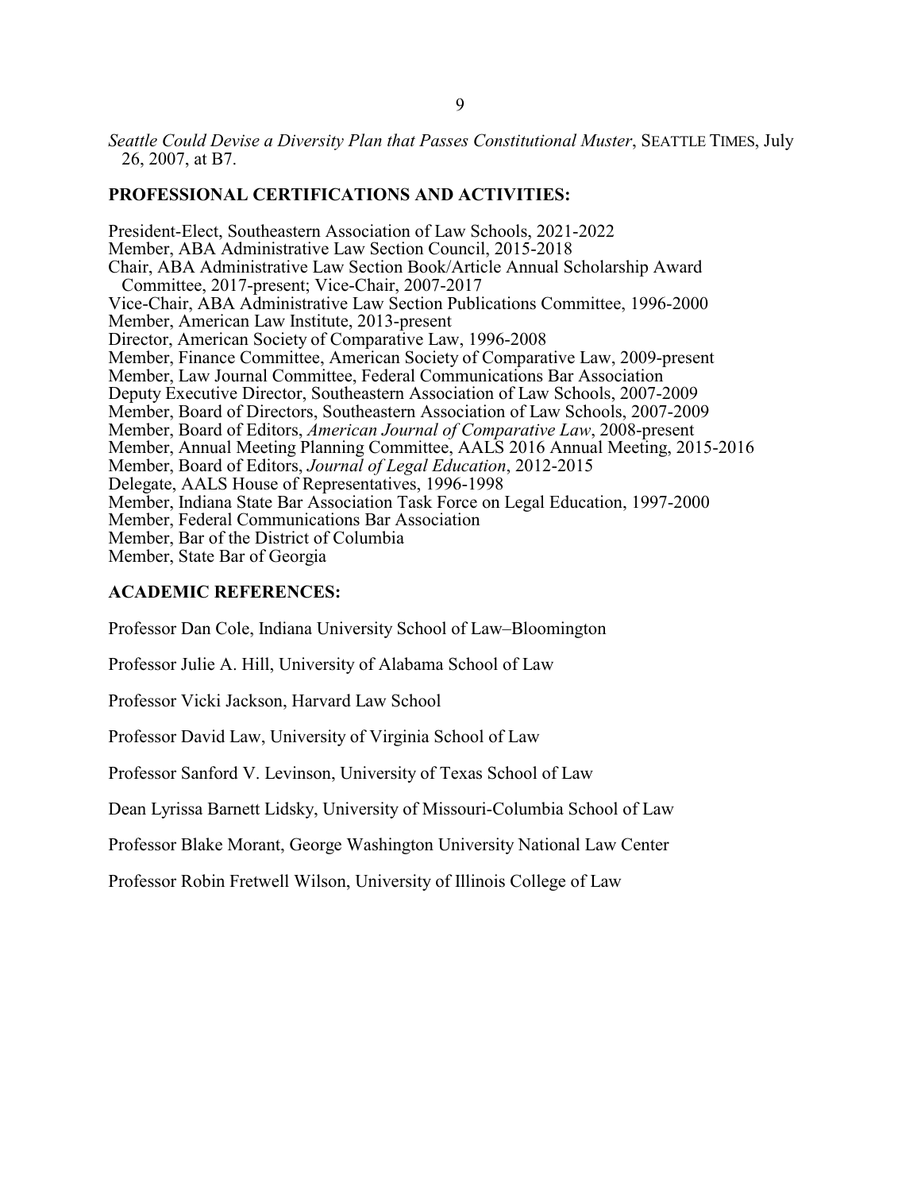*Seattle Could Devise a Diversity Plan that Passes Constitutional Muster*, SEATTLE TIMES, July 26, 2007, at B7.

## PROFESSIONAL CERTIFICATIONS AND ACTIVITIES:

President-Elect, Southeastern Association of Law Schools, 2021-2022
Member, ABA Administrative Law Section Council, 2015-2018
Chair, ABA Administrative Law Section Book/Article Annual Scholarship Award Committee, 2017-present; Vice-Chair, 2007-2017
Vice-Chair, ABA Administrative Law Section Publications Committee, 1996-2000
Member, American Law Institute, 2013-present
Director, American Society of Comparative Law, 1996-2008
Member, Finance Committee, American Society of Comparative Law, 2009-present
Member, Law Journal Committee, Federal Communications Bar Association
Deputy Executive Director, Southeastern Association of Law Schools, 2007-2009
Member, Board of Directors, Southeastern Association of Law Schools, 2007-2009
Member, Board of Editors, *American Journal of Comparative Law*, 2008-present
Member, Annual Meeting Planning Committee, AALS 2016 Annual Meeting, 2015-2016
Member, Board of Editors, *Journal of Legal Education*, 2012-2015
Delegate, AALS House of Representatives, 1996-1998
Member, Indiana State Bar Association Task Force on Legal Education, 1997-2000
Member, Federal Communications Bar Association
Member, Bar of the District of Columbia
Member, State Bar of Georgia

## ACADEMIC REFERENCES:

Professor Dan Cole, Indiana University School of Law–Bloomington

Professor Julie A. Hill, University of Alabama School of Law

Professor Vicki Jackson, Harvard Law School

Professor David Law, University of Virginia School of Law

Professor Sanford V. Levinson, University of Texas School of Law

Dean Lyrissa Barnett Lidsky, University of Missouri-Columbia School of Law

Professor Blake Morant, George Washington University National Law Center

Professor Robin Fretwell Wilson, University of Illinois College of Law